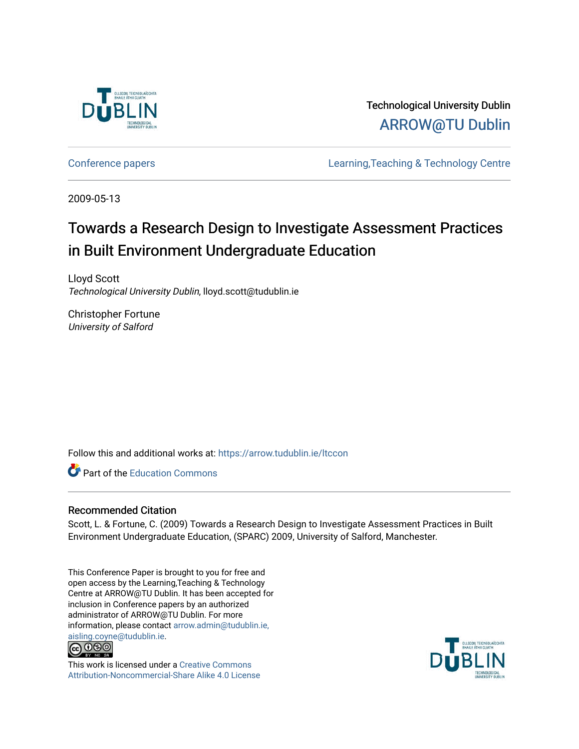Technological University Dublin

ARROW@TU Dublin

Conference papers | Learning,Teaching & Technology Centre

2009-05-13

# Towards a Research Design to Investigate Assessment Practices in Built Environment Undergraduate Education

Lloyd Scott
*Technological University Dublin*, lloyd.scott@tudublin.ie

Christopher Fortune
*University of Salford*

Follow this and additional works at: https://arrow.tudublin.ie/ltccon

Part of the Education Commons

## Recommended Citation

Scott, L. & Fortune, C. (2009) Towards a Research Design to Investigate Assessment Practices in Built Environment Undergraduate Education, (SPARC) 2009, University of Salford, Manchester.

This Conference Paper is brought to you for free and open access by the Learning,Teaching & Technology Centre at ARROW@TU Dublin. It has been accepted for inclusion in Conference papers by an authorized administrator of ARROW@TU Dublin. For more information, please contact arrow.admin@tudublin.ie, aisling.coyne@tudublin.ie.

This work is licensed under a Creative Commons Attribution-Noncommercial-Share Alike 4.0 License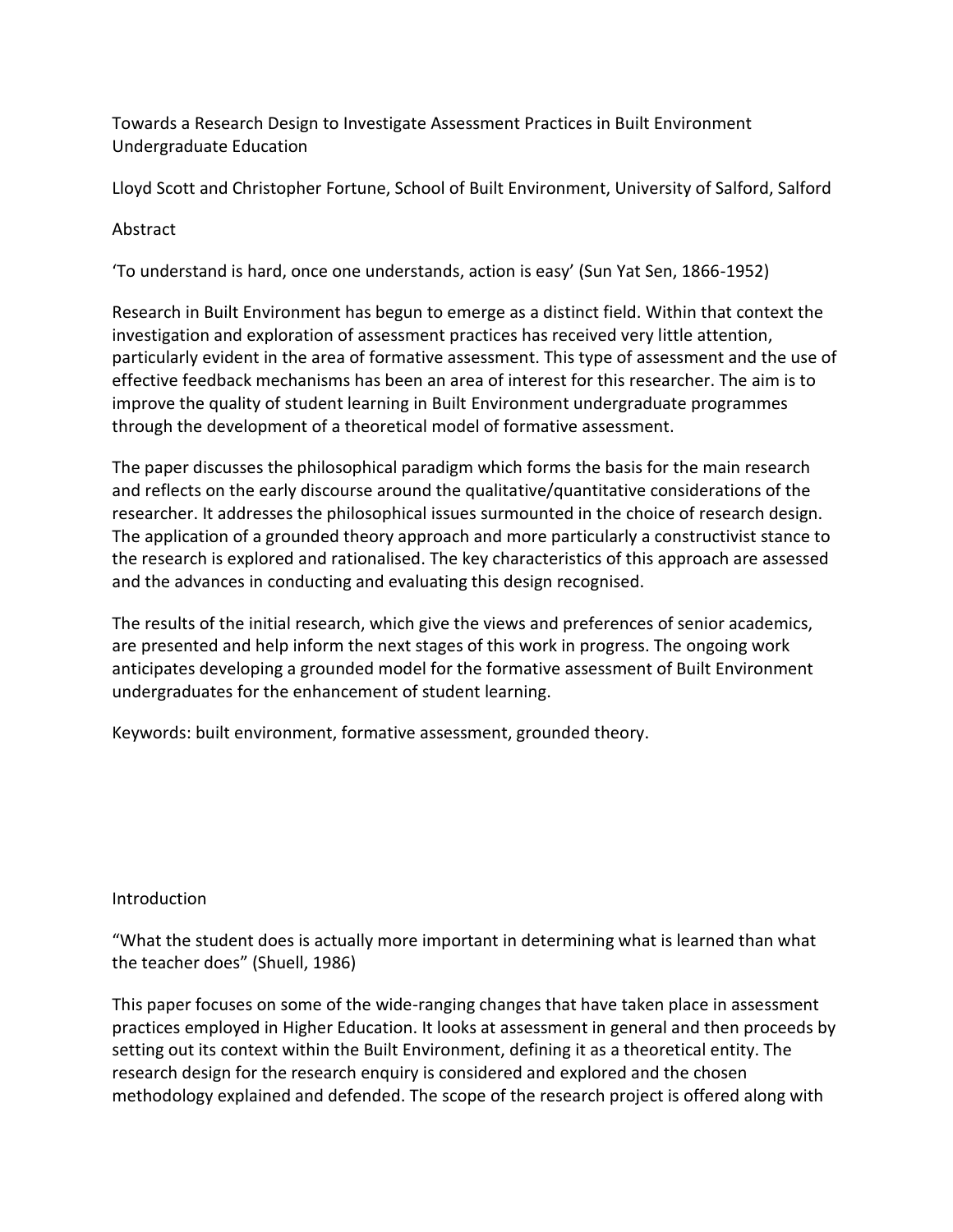# Towards a Research Design to Investigate Assessment Practices in Built Environment Undergraduate Education

Lloyd Scott and Christopher Fortune, School of Built Environment, University of Salford, Salford

## Abstract

'To understand is hard, once one understands, action is easy' (Sun Yat Sen, 1866-1952)

Research in Built Environment has begun to emerge as a distinct field. Within that context the investigation and exploration of assessment practices has received very little attention, particularly evident in the area of formative assessment. This type of assessment and the use of effective feedback mechanisms has been an area of interest for this researcher. The aim is to improve the quality of student learning in Built Environment undergraduate programmes through the development of a theoretical model of formative assessment.

The paper discusses the philosophical paradigm which forms the basis for the main research and reflects on the early discourse around the qualitative/quantitative considerations of the researcher. It addresses the philosophical issues surmounted in the choice of research design. The application of a grounded theory approach and more particularly a constructivist stance to the research is explored and rationalised. The key characteristics of this approach are assessed and the advances in conducting and evaluating this design recognised.

The results of the initial research, which give the views and preferences of senior academics, are presented and help inform the next stages of this work in progress. The ongoing work anticipates developing a grounded model for the formative assessment of Built Environment undergraduates for the enhancement of student learning.

Keywords: built environment, formative assessment, grounded theory.

## Introduction

"What the student does is actually more important in determining what is learned than what the teacher does" (Shuell, 1986)

This paper focuses on some of the wide-ranging changes that have taken place in assessment practices employed in Higher Education. It looks at assessment in general and then proceeds by setting out its context within the Built Environment, defining it as a theoretical entity. The research design for the research enquiry is considered and explored and the chosen methodology explained and defended. The scope of the research project is offered along with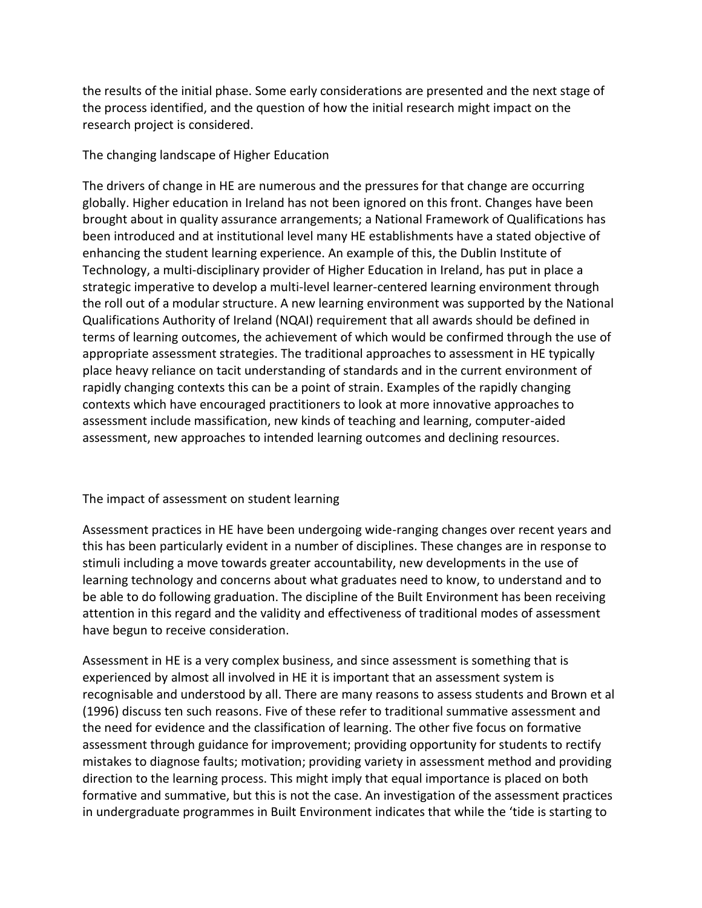the results of the initial phase. Some early considerations are presented and the next stage of the process identified, and the question of how the initial research might impact on the research project is considered.

## The changing landscape of Higher Education

The drivers of change in HE are numerous and the pressures for that change are occurring globally. Higher education in Ireland has not been ignored on this front. Changes have been brought about in quality assurance arrangements; a National Framework of Qualifications has been introduced and at institutional level many HE establishments have a stated objective of enhancing the student learning experience. An example of this, the Dublin Institute of Technology, a multi-disciplinary provider of Higher Education in Ireland, has put in place a strategic imperative to develop a multi-level learner-centered learning environment through the roll out of a modular structure. A new learning environment was supported by the National Qualifications Authority of Ireland (NQAI) requirement that all awards should be defined in terms of learning outcomes, the achievement of which would be confirmed through the use of appropriate assessment strategies. The traditional approaches to assessment in HE typically place heavy reliance on tacit understanding of standards and in the current environment of rapidly changing contexts this can be a point of strain. Examples of the rapidly changing contexts which have encouraged practitioners to look at more innovative approaches to assessment include massification, new kinds of teaching and learning, computer-aided assessment, new approaches to intended learning outcomes and declining resources.

## The impact of assessment on student learning

Assessment practices in HE have been undergoing wide-ranging changes over recent years and this has been particularly evident in a number of disciplines. These changes are in response to stimuli including a move towards greater accountability, new developments in the use of learning technology and concerns about what graduates need to know, to understand and to be able to do following graduation. The discipline of the Built Environment has been receiving attention in this regard and the validity and effectiveness of traditional modes of assessment have begun to receive consideration.

Assessment in HE is a very complex business, and since assessment is something that is experienced by almost all involved in HE it is important that an assessment system is recognisable and understood by all. There are many reasons to assess students and Brown et al (1996) discuss ten such reasons. Five of these refer to traditional summative assessment and the need for evidence and the classification of learning. The other five focus on formative assessment through guidance for improvement; providing opportunity for students to rectify mistakes to diagnose faults; motivation; providing variety in assessment method and providing direction to the learning process. This might imply that equal importance is placed on both formative and summative, but this is not the case. An investigation of the assessment practices in undergraduate programmes in Built Environment indicates that while the 'tide is starting to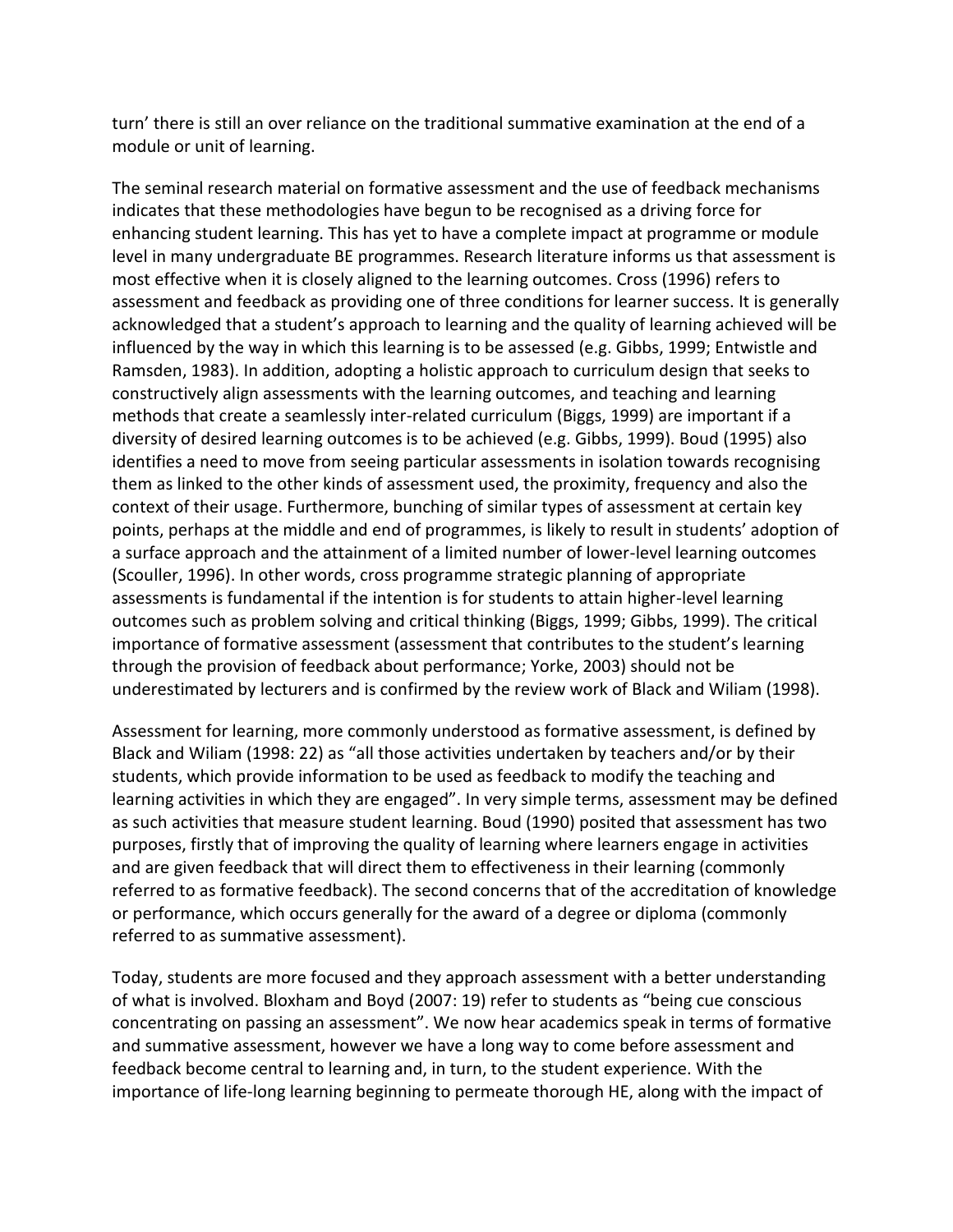turn' there is still an over reliance on the traditional summative examination at the end of a module or unit of learning.

The seminal research material on formative assessment and the use of feedback mechanisms indicates that these methodologies have begun to be recognised as a driving force for enhancing student learning. This has yet to have a complete impact at programme or module level in many undergraduate BE programmes. Research literature informs us that assessment is most effective when it is closely aligned to the learning outcomes. Cross (1996) refers to assessment and feedback as providing one of three conditions for learner success. It is generally acknowledged that a student's approach to learning and the quality of learning achieved will be influenced by the way in which this learning is to be assessed (e.g. Gibbs, 1999; Entwistle and Ramsden, 1983). In addition, adopting a holistic approach to curriculum design that seeks to constructively align assessments with the learning outcomes, and teaching and learning methods that create a seamlessly inter-related curriculum (Biggs, 1999) are important if a diversity of desired learning outcomes is to be achieved (e.g. Gibbs, 1999). Boud (1995) also identifies a need to move from seeing particular assessments in isolation towards recognising them as linked to the other kinds of assessment used, the proximity, frequency and also the context of their usage. Furthermore, bunching of similar types of assessment at certain key points, perhaps at the middle and end of programmes, is likely to result in students' adoption of a surface approach and the attainment of a limited number of lower-level learning outcomes (Scouller, 1996). In other words, cross programme strategic planning of appropriate assessments is fundamental if the intention is for students to attain higher-level learning outcomes such as problem solving and critical thinking (Biggs, 1999; Gibbs, 1999). The critical importance of formative assessment (assessment that contributes to the student's learning through the provision of feedback about performance; Yorke, 2003) should not be underestimated by lecturers and is confirmed by the review work of Black and Wiliam (1998).

Assessment for learning, more commonly understood as formative assessment, is defined by Black and Wiliam (1998: 22) as "all those activities undertaken by teachers and/or by their students, which provide information to be used as feedback to modify the teaching and learning activities in which they are engaged". In very simple terms, assessment may be defined as such activities that measure student learning. Boud (1990) posited that assessment has two purposes, firstly that of improving the quality of learning where learners engage in activities and are given feedback that will direct them to effectiveness in their learning (commonly referred to as formative feedback). The second concerns that of the accreditation of knowledge or performance, which occurs generally for the award of a degree or diploma (commonly referred to as summative assessment).

Today, students are more focused and they approach assessment with a better understanding of what is involved. Bloxham and Boyd (2007: 19) refer to students as "being cue conscious concentrating on passing an assessment". We now hear academics speak in terms of formative and summative assessment, however we have a long way to come before assessment and feedback become central to learning and, in turn, to the student experience. With the importance of life-long learning beginning to permeate thorough HE, along with the impact of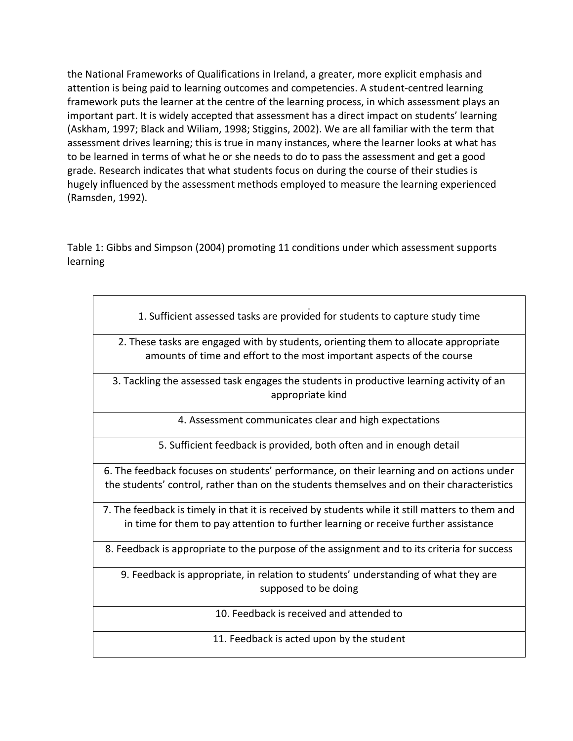the National Frameworks of Qualifications in Ireland, a greater, more explicit emphasis and attention is being paid to learning outcomes and competencies. A student-centred learning framework puts the learner at the centre of the learning process, in which assessment plays an important part. It is widely accepted that assessment has a direct impact on students' learning (Askham, 1997; Black and Wiliam, 1998; Stiggins, 2002). We are all familiar with the term that assessment drives learning; this is true in many instances, where the learner looks at what has to be learned in terms of what he or she needs to do to pass the assessment and get a good grade. Research indicates that what students focus on during the course of their studies is hugely influenced by the assessment methods employed to measure the learning experienced (Ramsden, 1992).

Table 1: Gibbs and Simpson (2004) promoting 11 conditions under which assessment supports learning

| |
|---|
| 1. Sufficient assessed tasks are provided for students to capture study time |
| 2. These tasks are engaged with by students, orienting them to allocate appropriate amounts of time and effort to the most important aspects of the course |
| 3. Tackling the assessed task engages the students in productive learning activity of an appropriate kind |
| 4. Assessment communicates clear and high expectations |
| 5. Sufficient feedback is provided, both often and in enough detail |
| 6. The feedback focuses on students' performance, on their learning and on actions under the students' control, rather than on the students themselves and on their characteristics |
| 7. The feedback is timely in that it is received by students while it still matters to them and in time for them to pay attention to further learning or receive further assistance |
| 8. Feedback is appropriate to the purpose of the assignment and to its criteria for success |
| 9. Feedback is appropriate, in relation to students' understanding of what they are supposed to be doing |
| 10. Feedback is received and attended to |
| 11. Feedback is acted upon by the student |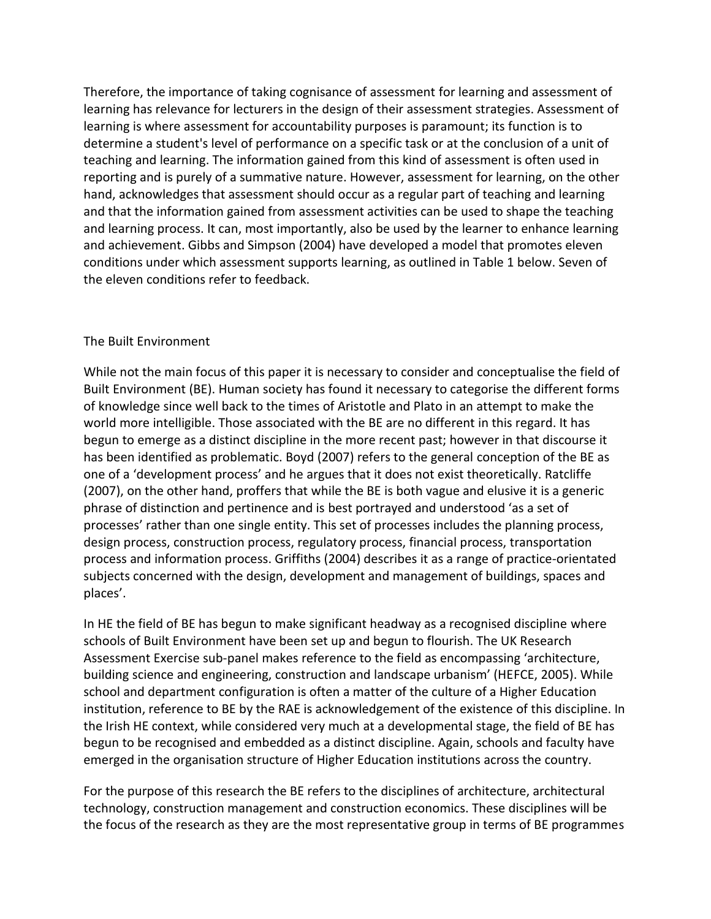Therefore, the importance of taking cognisance of assessment for learning and assessment of learning has relevance for lecturers in the design of their assessment strategies. Assessment of learning is where assessment for accountability purposes is paramount; its function is to determine a student's level of performance on a specific task or at the conclusion of a unit of teaching and learning. The information gained from this kind of assessment is often used in reporting and is purely of a summative nature. However, assessment for learning, on the other hand, acknowledges that assessment should occur as a regular part of teaching and learning and that the information gained from assessment activities can be used to shape the teaching and learning process. It can, most importantly, also be used by the learner to enhance learning and achievement. Gibbs and Simpson (2004) have developed a model that promotes eleven conditions under which assessment supports learning, as outlined in Table 1 below. Seven of the eleven conditions refer to feedback.

## The Built Environment

While not the main focus of this paper it is necessary to consider and conceptualise the field of Built Environment (BE). Human society has found it necessary to categorise the different forms of knowledge since well back to the times of Aristotle and Plato in an attempt to make the world more intelligible. Those associated with the BE are no different in this regard. It has begun to emerge as a distinct discipline in the more recent past; however in that discourse it has been identified as problematic. Boyd (2007) refers to the general conception of the BE as one of a 'development process' and he argues that it does not exist theoretically. Ratcliffe (2007), on the other hand, proffers that while the BE is both vague and elusive it is a generic phrase of distinction and pertinence and is best portrayed and understood 'as a set of processes' rather than one single entity. This set of processes includes the planning process, design process, construction process, regulatory process, financial process, transportation process and information process. Griffiths (2004) describes it as a range of practice-orientated subjects concerned with the design, development and management of buildings, spaces and places'.

In HE the field of BE has begun to make significant headway as a recognised discipline where schools of Built Environment have been set up and begun to flourish. The UK Research Assessment Exercise sub-panel makes reference to the field as encompassing 'architecture, building science and engineering, construction and landscape urbanism' (HEFCE, 2005). While school and department configuration is often a matter of the culture of a Higher Education institution, reference to BE by the RAE is acknowledgement of the existence of this discipline. In the Irish HE context, while considered very much at a developmental stage, the field of BE has begun to be recognised and embedded as a distinct discipline. Again, schools and faculty have emerged in the organisation structure of Higher Education institutions across the country.

For the purpose of this research the BE refers to the disciplines of architecture, architectural technology, construction management and construction economics. These disciplines will be the focus of the research as they are the most representative group in terms of BE programmes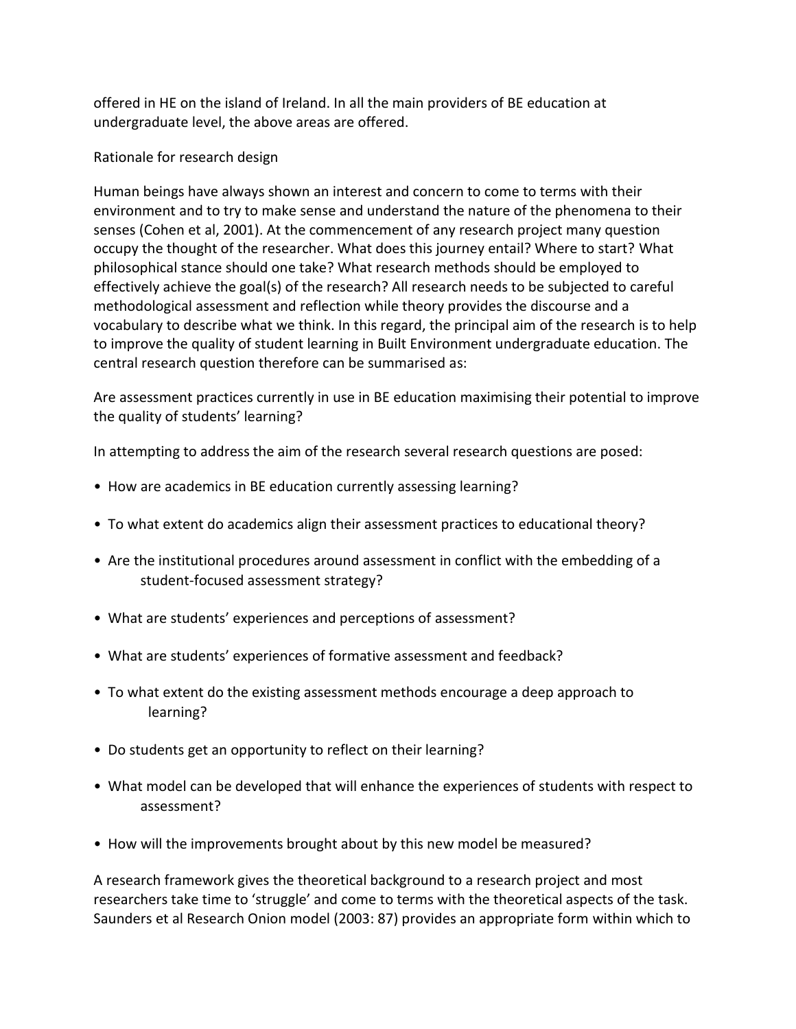offered in HE on the island of Ireland. In all the main providers of BE education at undergraduate level, the above areas are offered.

## Rationale for research design

Human beings have always shown an interest and concern to come to terms with their environment and to try to make sense and understand the nature of the phenomena to their senses (Cohen et al, 2001). At the commencement of any research project many question occupy the thought of the researcher. What does this journey entail? Where to start? What philosophical stance should one take? What research methods should be employed to effectively achieve the goal(s) of the research? All research needs to be subjected to careful methodological assessment and reflection while theory provides the discourse and a vocabulary to describe what we think. In this regard, the principal aim of the research is to help to improve the quality of student learning in Built Environment undergraduate education. The central research question therefore can be summarised as:

Are assessment practices currently in use in BE education maximising their potential to improve the quality of students' learning?

In attempting to address the aim of the research several research questions are posed:

- How are academics in BE education currently assessing learning?
- To what extent do academics align their assessment practices to educational theory?
- Are the institutional procedures around assessment in conflict with the embedding of a student-focused assessment strategy?
- What are students' experiences and perceptions of assessment?
- What are students' experiences of formative assessment and feedback?
- To what extent do the existing assessment methods encourage a deep approach to learning?
- Do students get an opportunity to reflect on their learning?
- What model can be developed that will enhance the experiences of students with respect to assessment?
- How will the improvements brought about by this new model be measured?

A research framework gives the theoretical background to a research project and most researchers take time to 'struggle' and come to terms with the theoretical aspects of the task. Saunders et al Research Onion model (2003: 87) provides an appropriate form within which to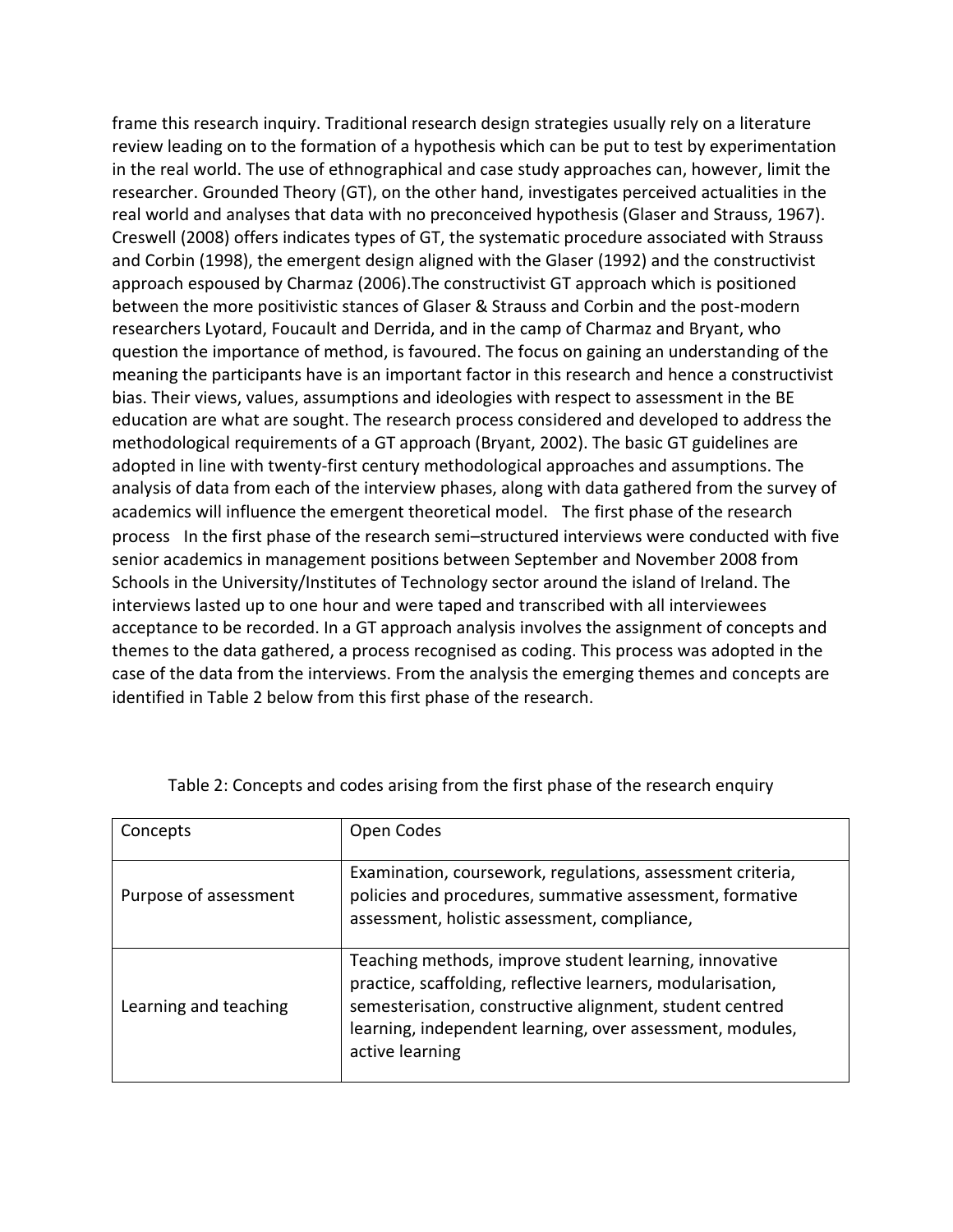frame this research inquiry. Traditional research design strategies usually rely on a literature review leading on to the formation of a hypothesis which can be put to test by experimentation in the real world. The use of ethnographical and case study approaches can, however, limit the researcher. Grounded Theory (GT), on the other hand, investigates perceived actualities in the real world and analyses that data with no preconceived hypothesis (Glaser and Strauss, 1967). Creswell (2008) offers indicates types of GT, the systematic procedure associated with Strauss and Corbin (1998), the emergent design aligned with the Glaser (1992) and the constructivist approach espoused by Charmaz (2006).The constructivist GT approach which is positioned between the more positivistic stances of Glaser & Strauss and Corbin and the post-modern researchers Lyotard, Foucault and Derrida, and in the camp of Charmaz and Bryant, who question the importance of method, is favoured. The focus on gaining an understanding of the meaning the participants have is an important factor in this research and hence a constructivist bias. Their views, values, assumptions and ideologies with respect to assessment in the BE education are what are sought. The research process considered and developed to address the methodological requirements of a GT approach (Bryant, 2002). The basic GT guidelines are adopted in line with twenty-first century methodological approaches and assumptions. The analysis of data from each of the interview phases, along with data gathered from the survey of academics will influence the emergent theoretical model. The first phase of the research process In the first phase of the research semi–structured interviews were conducted with five senior academics in management positions between September and November 2008 from Schools in the University/Institutes of Technology sector around the island of Ireland. The interviews lasted up to one hour and were taped and transcribed with all interviewees acceptance to be recorded. In a GT approach analysis involves the assignment of concepts and themes to the data gathered, a process recognised as coding. This process was adopted in the case of the data from the interviews. From the analysis the emerging themes and concepts are identified in Table 2 below from this first phase of the research.

Table 2: Concepts and codes arising from the first phase of the research enquiry

| Concepts | Open Codes |
|---|---|
| Purpose of assessment | Examination, coursework, regulations, assessment criteria, policies and procedures, summative assessment, formative assessment, holistic assessment, compliance, |
| Learning and teaching | Teaching methods, improve student learning, innovative practice, scaffolding, reflective learners, modularisation, semesterisation, constructive alignment, student centred learning, independent learning, over assessment, modules, active learning |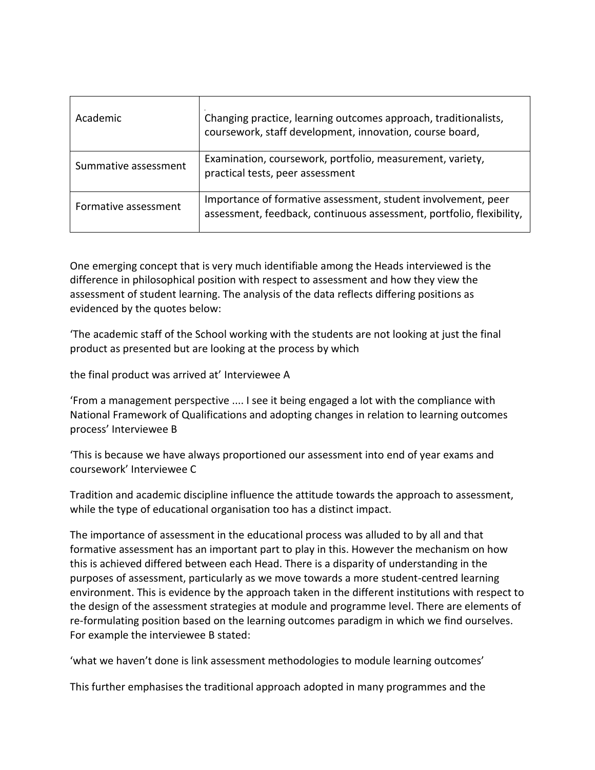| Academic | Changing practice, learning outcomes approach, traditionalists, coursework, staff development, innovation, course board, |
|---|---|
| Summative assessment | Examination, coursework, portfolio, measurement, variety, practical tests, peer assessment |
| Formative assessment | Importance of formative assessment, student involvement, peer assessment, feedback, continuous assessment, portfolio, flexibility, |

One emerging concept that is very much identifiable among the Heads interviewed is the difference in philosophical position with respect to assessment and how they view the assessment of student learning. The analysis of the data reflects differing positions as evidenced by the quotes below:

'The academic staff of the School working with the students are not looking at just the final product as presented but are looking at the process by which

the final product was arrived at' Interviewee A

'From a management perspective .... I see it being engaged a lot with the compliance with National Framework of Qualifications and adopting changes in relation to learning outcomes process' Interviewee B

'This is because we have always proportioned our assessment into end of year exams and coursework' Interviewee C

Tradition and academic discipline influence the attitude towards the approach to assessment, while the type of educational organisation too has a distinct impact.

The importance of assessment in the educational process was alluded to by all and that formative assessment has an important part to play in this. However the mechanism on how this is achieved differed between each Head. There is a disparity of understanding in the purposes of assessment, particularly as we move towards a more student-centred learning environment. This is evidence by the approach taken in the different institutions with respect to the design of the assessment strategies at module and programme level. There are elements of re-formulating position based on the learning outcomes paradigm in which we find ourselves. For example the interviewee B stated:

'what we haven't done is link assessment methodologies to module learning outcomes'

This further emphasises the traditional approach adopted in many programmes and the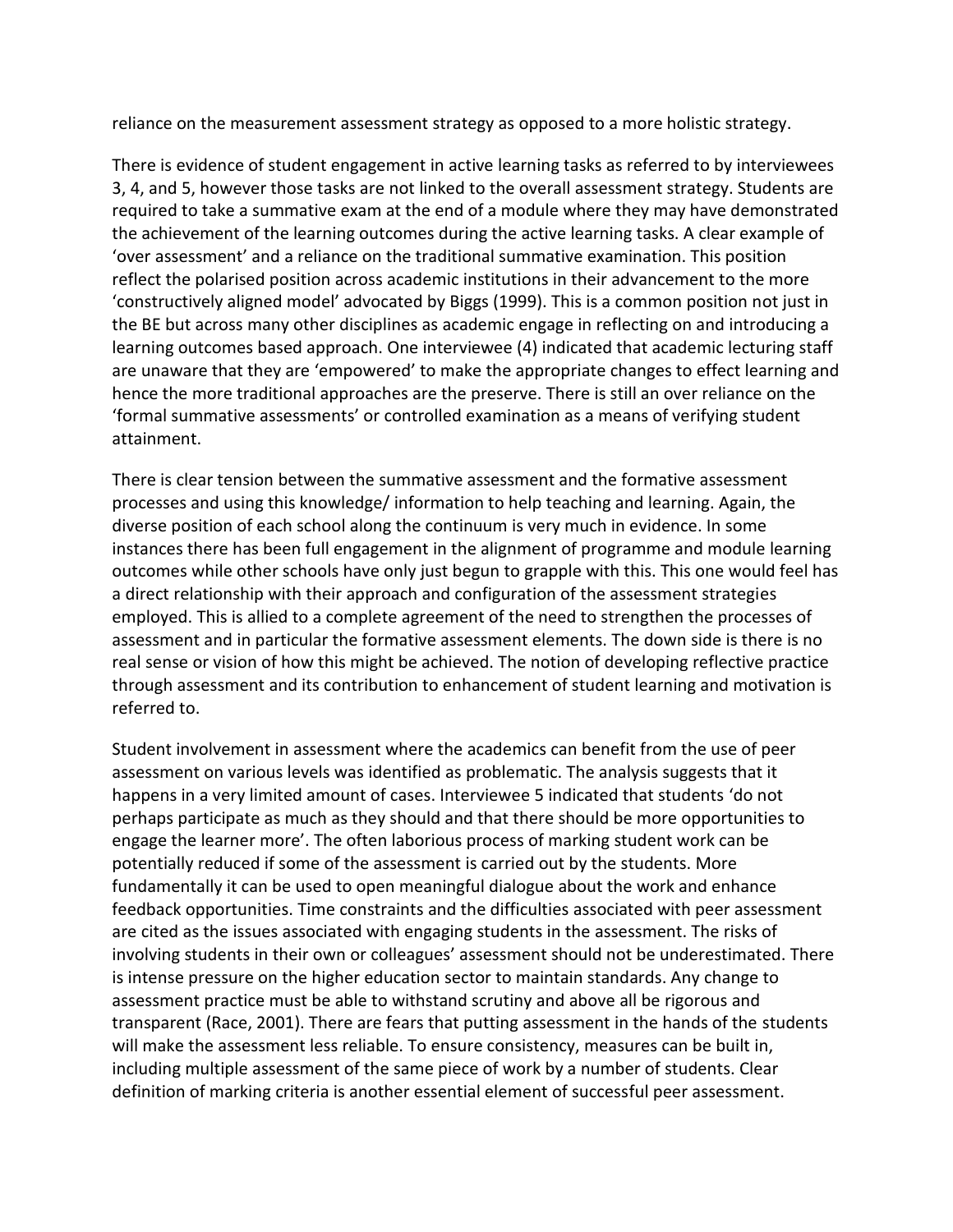reliance on the measurement assessment strategy as opposed to a more holistic strategy.

There is evidence of student engagement in active learning tasks as referred to by interviewees 3, 4, and 5, however those tasks are not linked to the overall assessment strategy. Students are required to take a summative exam at the end of a module where they may have demonstrated the achievement of the learning outcomes during the active learning tasks. A clear example of 'over assessment' and a reliance on the traditional summative examination. This position reflect the polarised position across academic institutions in their advancement to the more 'constructively aligned model' advocated by Biggs (1999). This is a common position not just in the BE but across many other disciplines as academic engage in reflecting on and introducing a learning outcomes based approach. One interviewee (4) indicated that academic lecturing staff are unaware that they are 'empowered' to make the appropriate changes to effect learning and hence the more traditional approaches are the preserve. There is still an over reliance on the 'formal summative assessments' or controlled examination as a means of verifying student attainment.

There is clear tension between the summative assessment and the formative assessment processes and using this knowledge/ information to help teaching and learning. Again, the diverse position of each school along the continuum is very much in evidence. In some instances there has been full engagement in the alignment of programme and module learning outcomes while other schools have only just begun to grapple with this. This one would feel has a direct relationship with their approach and configuration of the assessment strategies employed. This is allied to a complete agreement of the need to strengthen the processes of assessment and in particular the formative assessment elements. The down side is there is no real sense or vision of how this might be achieved. The notion of developing reflective practice through assessment and its contribution to enhancement of student learning and motivation is referred to.

Student involvement in assessment where the academics can benefit from the use of peer assessment on various levels was identified as problematic. The analysis suggests that it happens in a very limited amount of cases. Interviewee 5 indicated that students 'do not perhaps participate as much as they should and that there should be more opportunities to engage the learner more'. The often laborious process of marking student work can be potentially reduced if some of the assessment is carried out by the students. More fundamentally it can be used to open meaningful dialogue about the work and enhance feedback opportunities. Time constraints and the difficulties associated with peer assessment are cited as the issues associated with engaging students in the assessment. The risks of involving students in their own or colleagues' assessment should not be underestimated. There is intense pressure on the higher education sector to maintain standards. Any change to assessment practice must be able to withstand scrutiny and above all be rigorous and transparent (Race, 2001). There are fears that putting assessment in the hands of the students will make the assessment less reliable. To ensure consistency, measures can be built in, including multiple assessment of the same piece of work by a number of students. Clear definition of marking criteria is another essential element of successful peer assessment.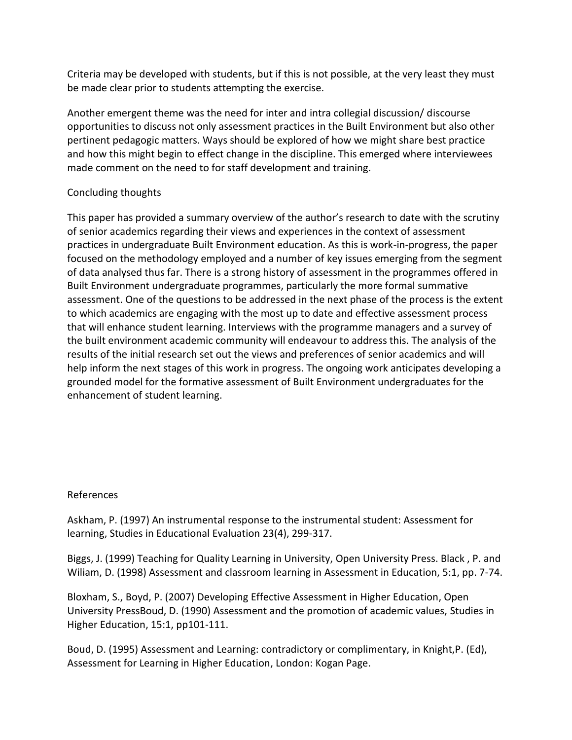Criteria may be developed with students, but if this is not possible, at the very least they must be made clear prior to students attempting the exercise.

Another emergent theme was the need for inter and intra collegial discussion/ discourse opportunities to discuss not only assessment practices in the Built Environment but also other pertinent pedagogic matters. Ways should be explored of how we might share best practice and how this might begin to effect change in the discipline. This emerged where interviewees made comment on the need to for staff development and training.

## Concluding thoughts

This paper has provided a summary overview of the author's research to date with the scrutiny of senior academics regarding their views and experiences in the context of assessment practices in undergraduate Built Environment education. As this is work-in-progress, the paper focused on the methodology employed and a number of key issues emerging from the segment of data analysed thus far. There is a strong history of assessment in the programmes offered in Built Environment undergraduate programmes, particularly the more formal summative assessment. One of the questions to be addressed in the next phase of the process is the extent to which academics are engaging with the most up to date and effective assessment process that will enhance student learning. Interviews with the programme managers and a survey of the built environment academic community will endeavour to address this. The analysis of the results of the initial research set out the views and preferences of senior academics and will help inform the next stages of this work in progress. The ongoing work anticipates developing a grounded model for the formative assessment of Built Environment undergraduates for the enhancement of student learning.

## References

Askham, P. (1997) An instrumental response to the instrumental student: Assessment for learning, Studies in Educational Evaluation 23(4), 299-317.

Biggs, J. (1999) Teaching for Quality Learning in University, Open University Press. Black , P. and Wiliam, D. (1998) Assessment and classroom learning in Assessment in Education, 5:1, pp. 7-74.

Bloxham, S., Boyd, P. (2007) Developing Effective Assessment in Higher Education, Open University PressBoud, D. (1990) Assessment and the promotion of academic values, Studies in Higher Education, 15:1, pp101-111.

Boud, D. (1995) Assessment and Learning: contradictory or complimentary, in Knight,P. (Ed), Assessment for Learning in Higher Education, London: Kogan Page.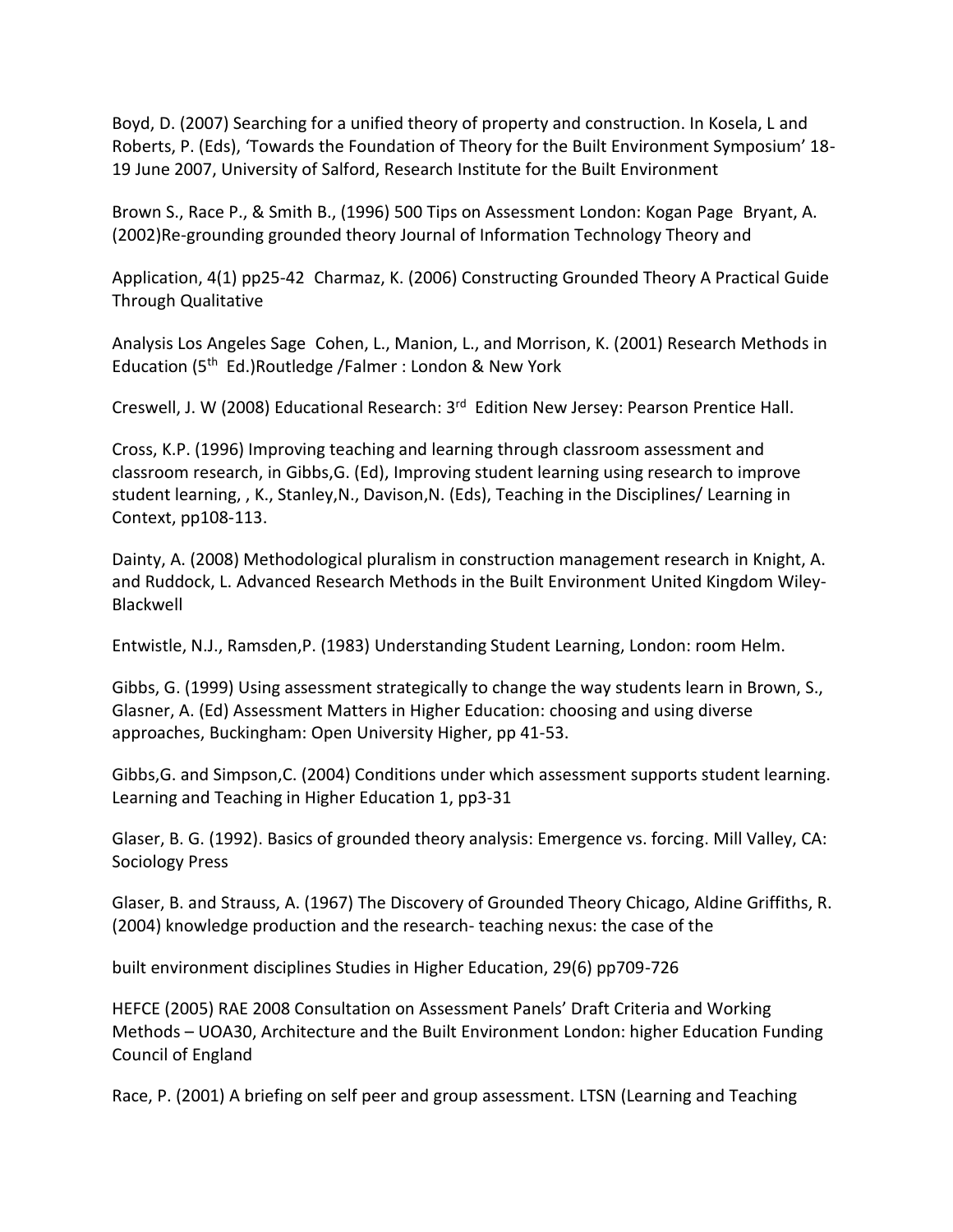Boyd, D. (2007) Searching for a unified theory of property and construction. In Kosela, L and Roberts, P. (Eds), 'Towards the Foundation of Theory for the Built Environment Symposium' 18-19 June 2007, University of Salford, Research Institute for the Built Environment

Brown S., Race P., & Smith B., (1996) 500 Tips on Assessment London: Kogan Page Bryant, A. (2002)Re-grounding grounded theory Journal of Information Technology Theory and

Application, 4(1) pp25-42 Charmaz, K. (2006) Constructing Grounded Theory A Practical Guide Through Qualitative

Analysis Los Angeles Sage Cohen, L., Manion, L., and Morrison, K. (2001) Research Methods in Education (5th Ed.)Routledge /Falmer : London & New York

Creswell, J. W (2008) Educational Research: 3rd Edition New Jersey: Pearson Prentice Hall.

Cross, K.P. (1996) Improving teaching and learning through classroom assessment and classroom research, in Gibbs,G. (Ed), Improving student learning using research to improve student learning, , K., Stanley,N., Davison,N. (Eds), Teaching in the Disciplines/ Learning in Context, pp108-113.

Dainty, A. (2008) Methodological pluralism in construction management research in Knight, A. and Ruddock, L. Advanced Research Methods in the Built Environment United Kingdom Wiley-Blackwell

Entwistle, N.J., Ramsden,P. (1983) Understanding Student Learning, London: room Helm.

Gibbs, G. (1999) Using assessment strategically to change the way students learn in Brown, S., Glasner, A. (Ed) Assessment Matters in Higher Education: choosing and using diverse approaches, Buckingham: Open University Higher, pp 41-53.

Gibbs,G. and Simpson,C. (2004) Conditions under which assessment supports student learning. Learning and Teaching in Higher Education 1, pp3-31

Glaser, B. G. (1992). Basics of grounded theory analysis: Emergence vs. forcing. Mill Valley, CA: Sociology Press

Glaser, B. and Strauss, A. (1967) The Discovery of Grounded Theory Chicago, Aldine Griffiths, R. (2004) knowledge production and the research- teaching nexus: the case of the

built environment disciplines Studies in Higher Education, 29(6) pp709-726

HEFCE (2005) RAE 2008 Consultation on Assessment Panels' Draft Criteria and Working Methods – UOA30, Architecture and the Built Environment London: higher Education Funding Council of England

Race, P. (2001) A briefing on self peer and group assessment. LTSN (Learning and Teaching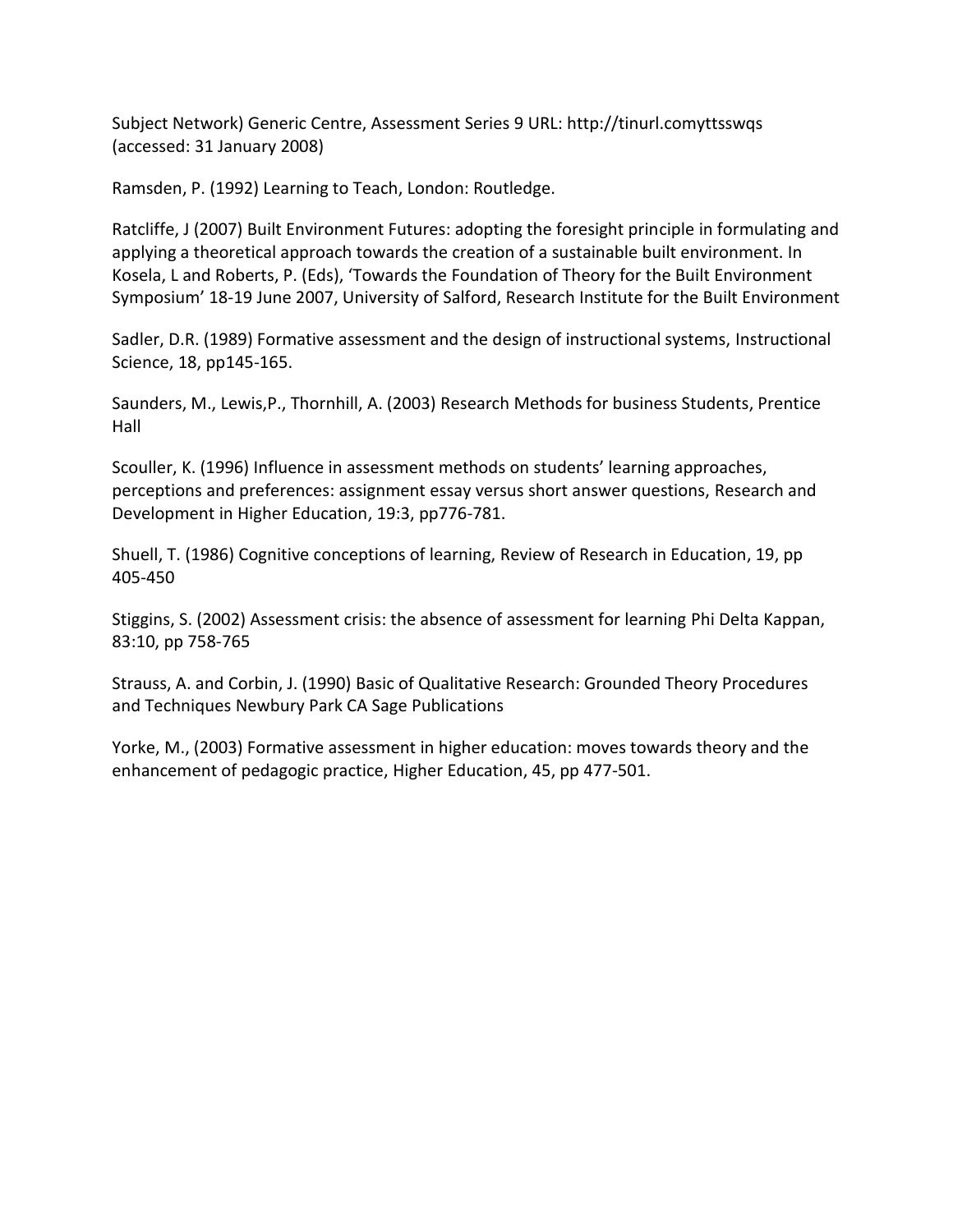Subject Network) Generic Centre, Assessment Series 9 URL: http://tinurl.comyttsswqs (accessed: 31 January 2008)

Ramsden, P. (1992) Learning to Teach, London: Routledge.

Ratcliffe, J (2007) Built Environment Futures: adopting the foresight principle in formulating and applying a theoretical approach towards the creation of a sustainable built environment. In Kosela, L and Roberts, P. (Eds), 'Towards the Foundation of Theory for the Built Environment Symposium' 18-19 June 2007, University of Salford, Research Institute for the Built Environment

Sadler, D.R. (1989) Formative assessment and the design of instructional systems, Instructional Science, 18, pp145-165.

Saunders, M., Lewis,P., Thornhill, A. (2003) Research Methods for business Students, Prentice Hall

Scouller, K. (1996) Influence in assessment methods on students' learning approaches, perceptions and preferences: assignment essay versus short answer questions, Research and Development in Higher Education, 19:3, pp776-781.

Shuell, T. (1986) Cognitive conceptions of learning, Review of Research in Education, 19, pp 405-450

Stiggins, S. (2002) Assessment crisis: the absence of assessment for learning Phi Delta Kappan, 83:10, pp 758-765

Strauss, A. and Corbin, J. (1990) Basic of Qualitative Research: Grounded Theory Procedures and Techniques Newbury Park CA Sage Publications

Yorke, M., (2003) Formative assessment in higher education: moves towards theory and the enhancement of pedagogic practice, Higher Education, 45, pp 477-501.